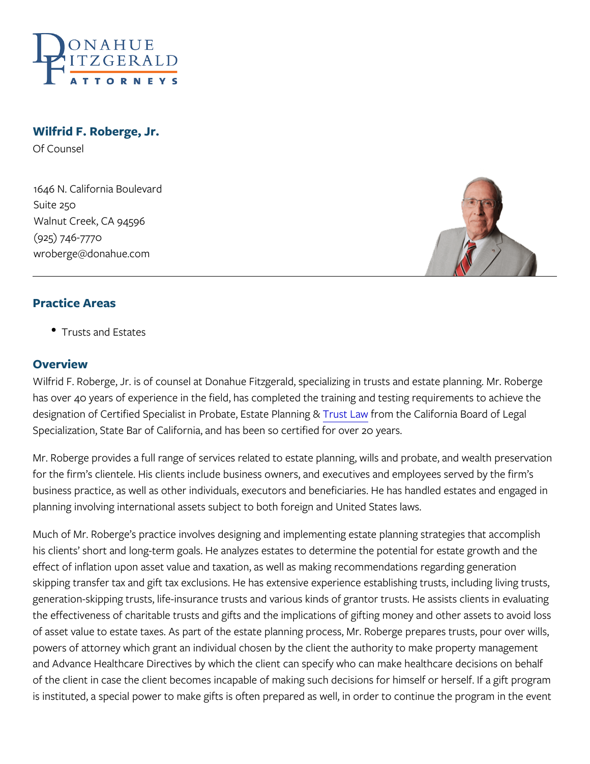# Wilfrid F. Roberge, Jr.

Of Counsel

1646 N. California Boulevard
Suite 250
Walnut Creek, CA 94596
(925) 746-7770
wroberge@donahue.com

## Practice Areas

- Trusts and Estates

## Overview

Wilfrid F. Roberge, Jr. is of counsel at Donahue Fitzgerald, specializing in trusts and estate planning. Mr. Roberge has over 40 years of experience in the field, has completed the training and testing requirements to achieve the designation of Certified Specialist in Probate, Estate Planning & Trust Law from the California Board of Legal Specialization, State Bar of California, and has been so certified for over 20 years.

Mr. Roberge provides a full range of services related to estate planning, wills and probate, and wealth preservation for the firm's clientele. His clients include business owners, and executives and employees served by the firm's business practice, as well as other individuals, executors and beneficiaries. He has handled estates and engaged in planning involving international assets subject to both foreign and United States laws.

Much of Mr. Roberge's practice involves designing and implementing estate planning strategies that accomplish his clients' short and long-term goals. He analyzes estates to determine the potential for estate growth and the effect of inflation upon asset value and taxation, as well as making recommendations regarding generation skipping transfer tax and gift tax exclusions. He has extensive experience establishing trusts, including living trusts, generation-skipping trusts, life-insurance trusts and various kinds of grantor trusts. He assists clients in evaluating the effectiveness of charitable trusts and gifts and the implications of gifting money and other assets to avoid loss of asset value to estate taxes. As part of the estate planning process, Mr. Roberge prepares trusts, pour over wills, powers of attorney which grant an individual chosen by the client the authority to make property management and Advance Healthcare Directives by which the client can specify who can make healthcare decisions on behalf of the client in case the client becomes incapable of making such decisions for himself or herself. If a gift program is instituted, a special power to make gifts is often prepared as well, in order to continue the program in the event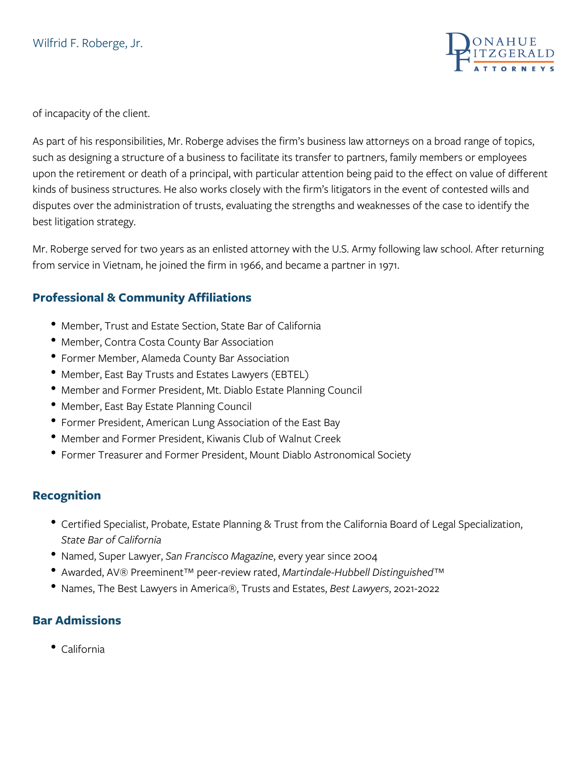of incapacity of the client.

As part of his responsibilities, Mr. Roberge advises the firm's business law attorneys on a broad range of topics, such as designing a structure of a business to facilitate its transfer to partners, family members or employees upon the retirement or death of a principal, with particular attention being paid to the effect on value of different kinds of business structures. He also works closely with the firm's litigators in the event of contested wills and disputes over the administration of trusts, evaluating the strengths and weaknesses of the case to identify the best litigation strategy.

Mr. Roberge served for two years as an enlisted attorney with the U.S. Army following law school. After returning from service in Vietnam, he joined the firm in 1966, and became a partner in 1971.

## Professional & Community Affiliations

- Member, Trust and Estate Section, State Bar of California
- Member, Contra Costa County Bar Association
- Former Member, Alameda County Bar Association
- Member, East Bay Trusts and Estates Lawyers (EBTEL)
- Member and Former President, Mt. Diablo Estate Planning Council
- Member, East Bay Estate Planning Council
- Former President, American Lung Association of the East Bay
- Member and Former President, Kiwanis Club of Walnut Creek
- Former Treasurer and Former President, Mount Diablo Astronomical Society

## Recognition

- Certified Specialist, Probate, Estate Planning & Trust from the California Board of Legal Specialization, *State Bar of California*
- Named, Super Lawyer, *San Francisco Magazine*, every year since 2004
- Awarded, AV® Preeminent™ peer-review rated, *Martindale-Hubbell Distinguished™*
- Names, The Best Lawyers in America®, Trusts and Estates, *Best Lawyers*, 2021-2022

## Bar Admissions

- California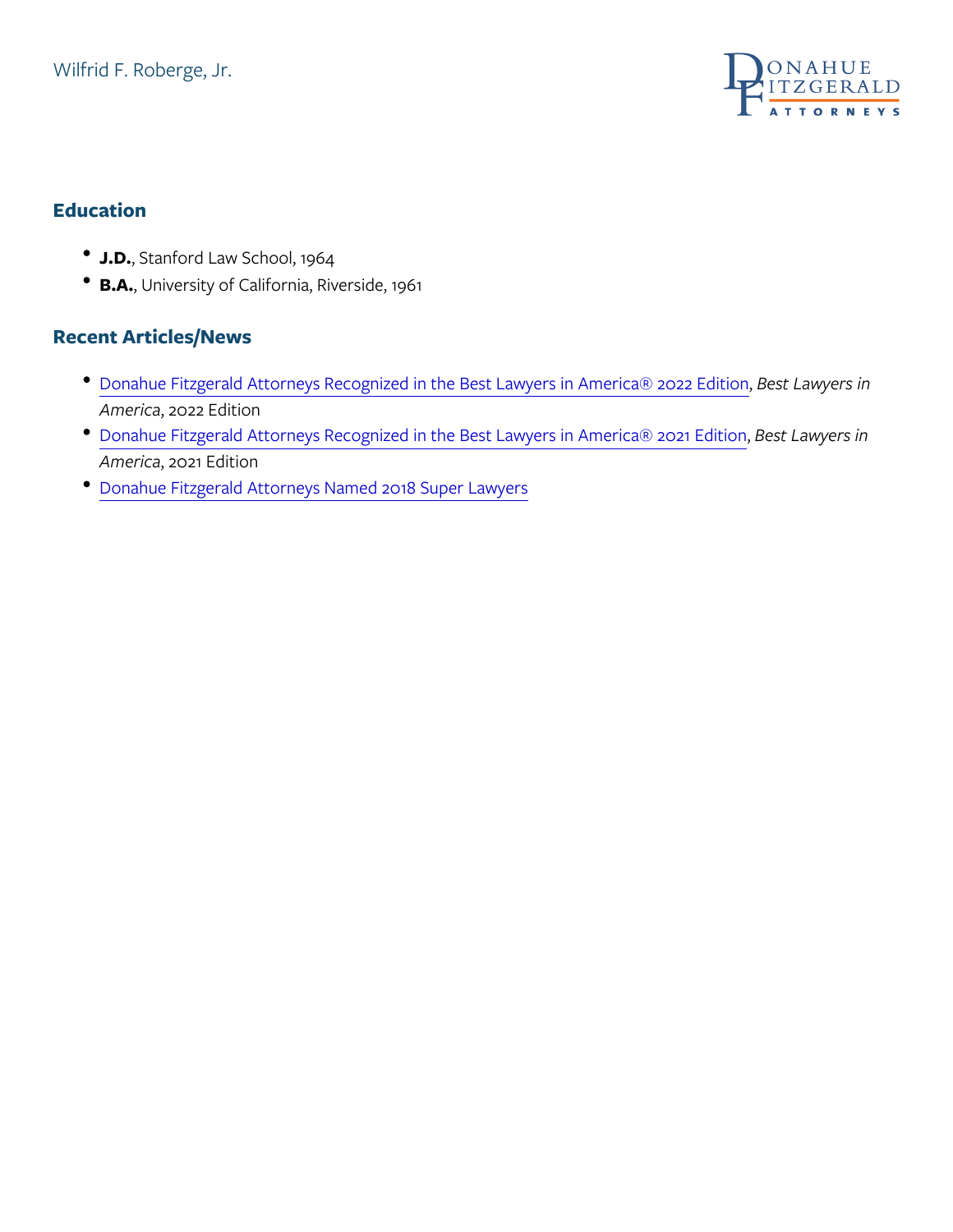## Education

- **J.D.**, Stanford Law School, 1964
- **B.A.**, University of California, Riverside, 1961

## Recent Articles/News

- Donahue Fitzgerald Attorneys Recognized in the Best Lawyers in America® 2022 Edition, *Best Lawyers in America*, 2022 Edition
- Donahue Fitzgerald Attorneys Recognized in the Best Lawyers in America® 2021 Edition, *Best Lawyers in America*, 2021 Edition
- Donahue Fitzgerald Attorneys Named 2018 Super Lawyers